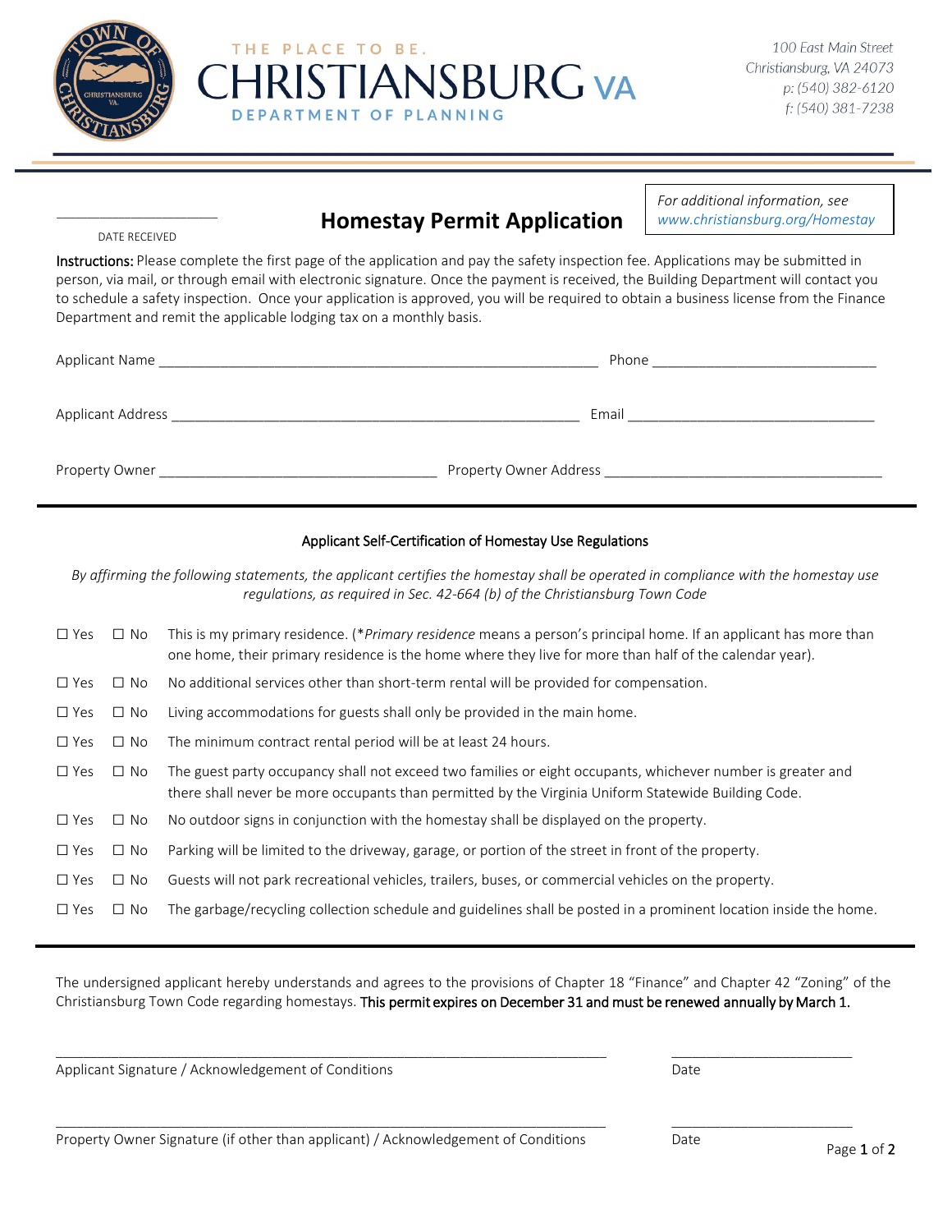THE PLACE TO BE.

# CHRISTIANSBURG VA

DEPARTMENT OF PLANNING

100 East Main Street
Christiansburg, VA 24073
p: (540) 382-6120
f: (540) 381-7238

______________________
DATE RECEIVED

## Homestay Permit Application

*For additional information, see www.christiansburg.org/Homestay*

**Instructions:** Please complete the first page of the application and pay the safety inspection fee. Applications may be submitted in person, via mail, or through email with electronic signature. Once the payment is received, the Building Department will contact you to schedule a safety inspection. Once your application is approved, you will be required to obtain a business license from the Finance Department and remit the applicable lodging tax on a monthly basis.

Applicant Name ____________________________________________ Phone ______________________

Applicant Address __________________________________________ Email ______________________

Property Owner ____________________________ Property Owner Address ____________________________

---

### Applicant Self-Certification of Homestay Use Regulations

*By affirming the following statements, the applicant certifies the homestay shall be operated in compliance with the homestay use regulations, as required in Sec. 42-664 (b) of the Christiansburg Town Code*

☐ Yes ☐ No This is my primary residence. (**Primary residence* means a person's principal home. If an applicant has more than one home, their primary residence is the home where they live for more than half of the calendar year).

☐ Yes ☐ No No additional services other than short-term rental will be provided for compensation.

☐ Yes ☐ No Living accommodations for guests shall only be provided in the main home.

☐ Yes ☐ No The minimum contract rental period will be at least 24 hours.

☐ Yes ☐ No The guest party occupancy shall not exceed two families or eight occupants, whichever number is greater and there shall never be more occupants than permitted by the Virginia Uniform Statewide Building Code.

☐ Yes ☐ No No outdoor signs in conjunction with the homestay shall be displayed on the property.

☐ Yes ☐ No Parking will be limited to the driveway, garage, or portion of the street in front of the property.

☐ Yes ☐ No Guests will not park recreational vehicles, trailers, buses, or commercial vehicles on the property.

☐ Yes ☐ No The garbage/recycling collection schedule and guidelines shall be posted in a prominent location inside the home.

---

The undersigned applicant hereby understands and agrees to the provisions of Chapter 18 "Finance" and Chapter 42 "Zoning" of the Christiansburg Town Code regarding homestays. **This permit expires on December 31 and must be renewed annually by March 1.**

______________________________________________ ______________________
Applicant Signature / Acknowledgement of Conditions Date

______________________________________________ ______________________
Property Owner Signature (if other than applicant) / Acknowledgement of Conditions Date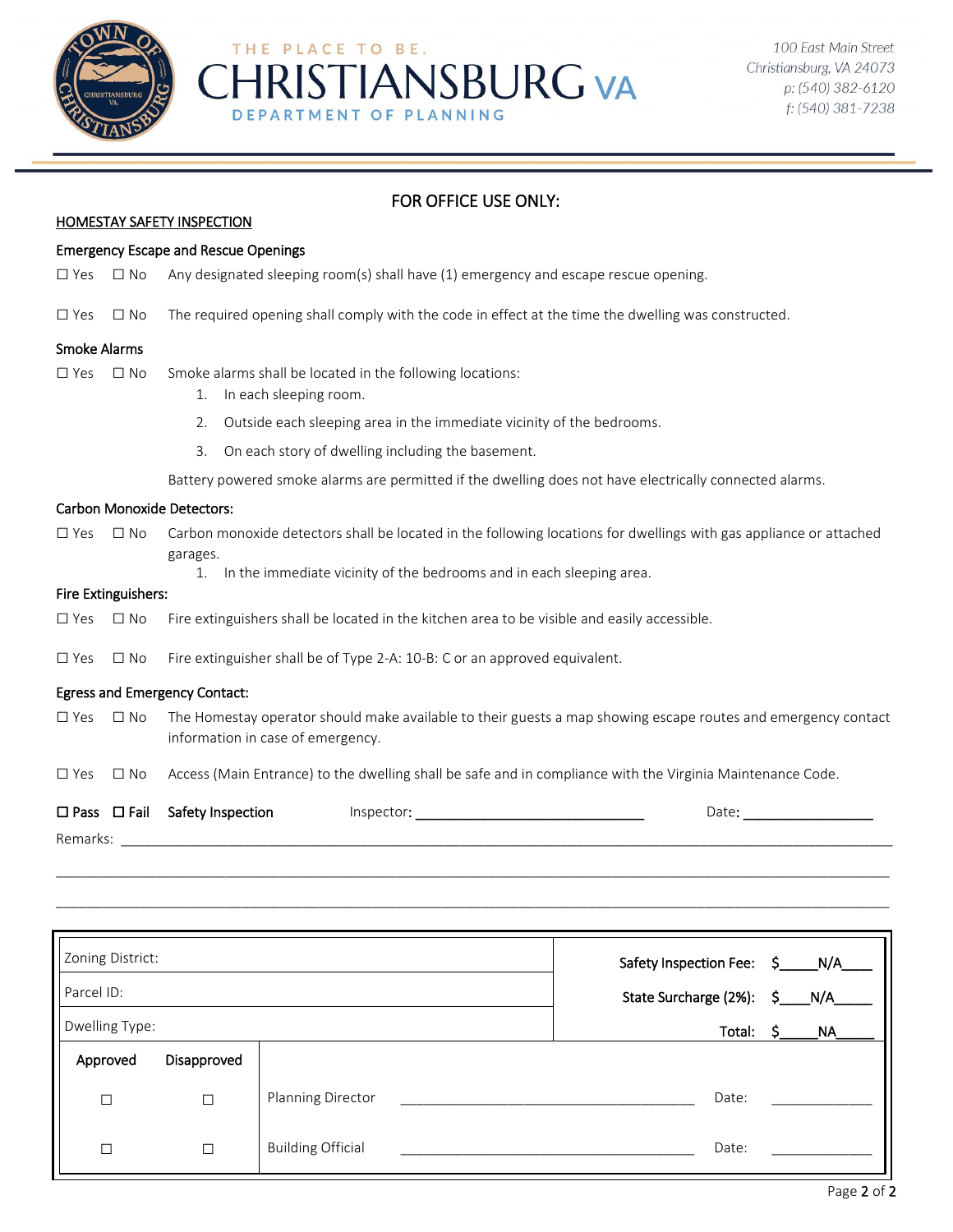THE PLACE TO BE.

# CHRISTIANSBURG VA

DEPARTMENT OF PLANNING

100 East Main Street
Christiansburg, VA 24073
p: (540) 382-6120
f: (540) 381-7238

## FOR OFFICE USE ONLY:

### HOMESTAY SAFETY INSPECTION

**Emergency Escape and Rescue Openings**

☐ Yes ☐ No Any designated sleeping room(s) shall have (1) emergency and escape rescue opening.

☐ Yes ☐ No The required opening shall comply with the code in effect at the time the dwelling was constructed.

**Smoke Alarms**

☐ Yes ☐ No Smoke alarms shall be located in the following locations:

1. In each sleeping room.
2. Outside each sleeping area in the immediate vicinity of the bedrooms.
3. On each story of dwelling including the basement.

Battery powered smoke alarms are permitted if the dwelling does not have electrically connected alarms.

**Carbon Monoxide Detectors:**

☐ Yes ☐ No Carbon monoxide detectors shall be located in the following locations for dwellings with gas appliance or attached garages.

1. In the immediate vicinity of the bedrooms and in each sleeping area.

**Fire Extinguishers:**

☐ Yes ☐ No Fire extinguishers shall be located in the kitchen area to be visible and easily accessible.

☐ Yes ☐ No Fire extinguisher shall be of Type 2-A: 10-B: C or an approved equivalent.

**Egress and Emergency Contact:**

☐ Yes ☐ No The Homestay operator should make available to their guests a map showing escape routes and emergency contact information in case of emergency.

☐ Yes ☐ No Access (Main Entrance) to the dwelling shall be safe and in compliance with the Virginia Maintenance Code.

**☐ Pass ☐ Fail Safety Inspection** Inspector: ______________________ Date: ______________

Remarks: ______________________________________________________________________

___________________________________________________________________________________

___________________________________________________________________________________

| | | | | |
|---|---|---|---|---|
| Zoning District: | | | **Safety Inspection Fee:** | $\_\_\_\_\_N/A\_\_\_\_ |
| Parcel ID: | | | **State Surcharge (2%):** | $\_\_\_\_N/A\_\_\_\_\_ |
| Dwelling Type: | | | **Total:** | $\_\_\_\_\_NA\_\_\_\_\_ |
| **Approved** | **Disapproved** | | | |
| ☐ | ☐ | Planning Director ______________________ | Date: | ____________ |
| ☐ | ☐ | Building Official ______________________ | Date: | ____________ |